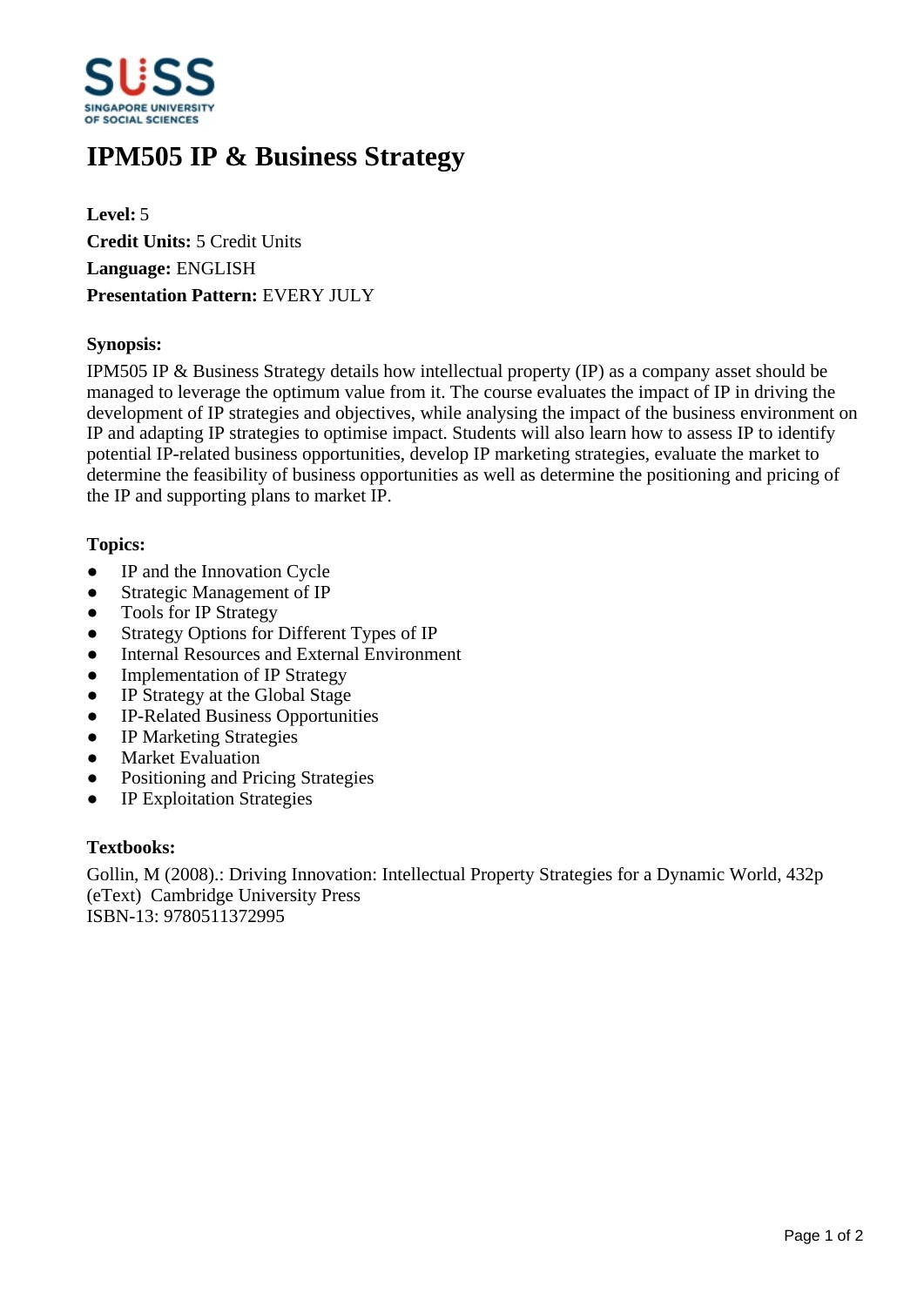# IPM505 IP & Business Strategy

**Level:** 5
**Credit Units:** 5 Credit Units
**Language:** ENGLISH
**Presentation Pattern:** EVERY JULY

### Synopsis:

IPM505 IP & Business Strategy details how intellectual property (IP) as a company asset should be managed to leverage the optimum value from it. The course evaluates the impact of IP in driving the development of IP strategies and objectives, while analysing the impact of the business environment on IP and adapting IP strategies to optimise impact. Students will also learn how to assess IP to identify potential IP-related business opportunities, develop IP marketing strategies, evaluate the market to determine the feasibility of business opportunities as well as determine the positioning and pricing of the IP and supporting plans to market IP.

### Topics:

- IP and the Innovation Cycle
- Strategic Management of IP
- Tools for IP Strategy
- Strategy Options for Different Types of IP
- Internal Resources and External Environment
- Implementation of IP Strategy
- IP Strategy at the Global Stage
- IP-Related Business Opportunities
- IP Marketing Strategies
- Market Evaluation
- Positioning and Pricing Strategies
- IP Exploitation Strategies

### Textbooks:

Gollin, M (2008).: Driving Innovation: Intellectual Property Strategies for a Dynamic World, 432p (eText) Cambridge University Press
ISBN-13: 9780511372995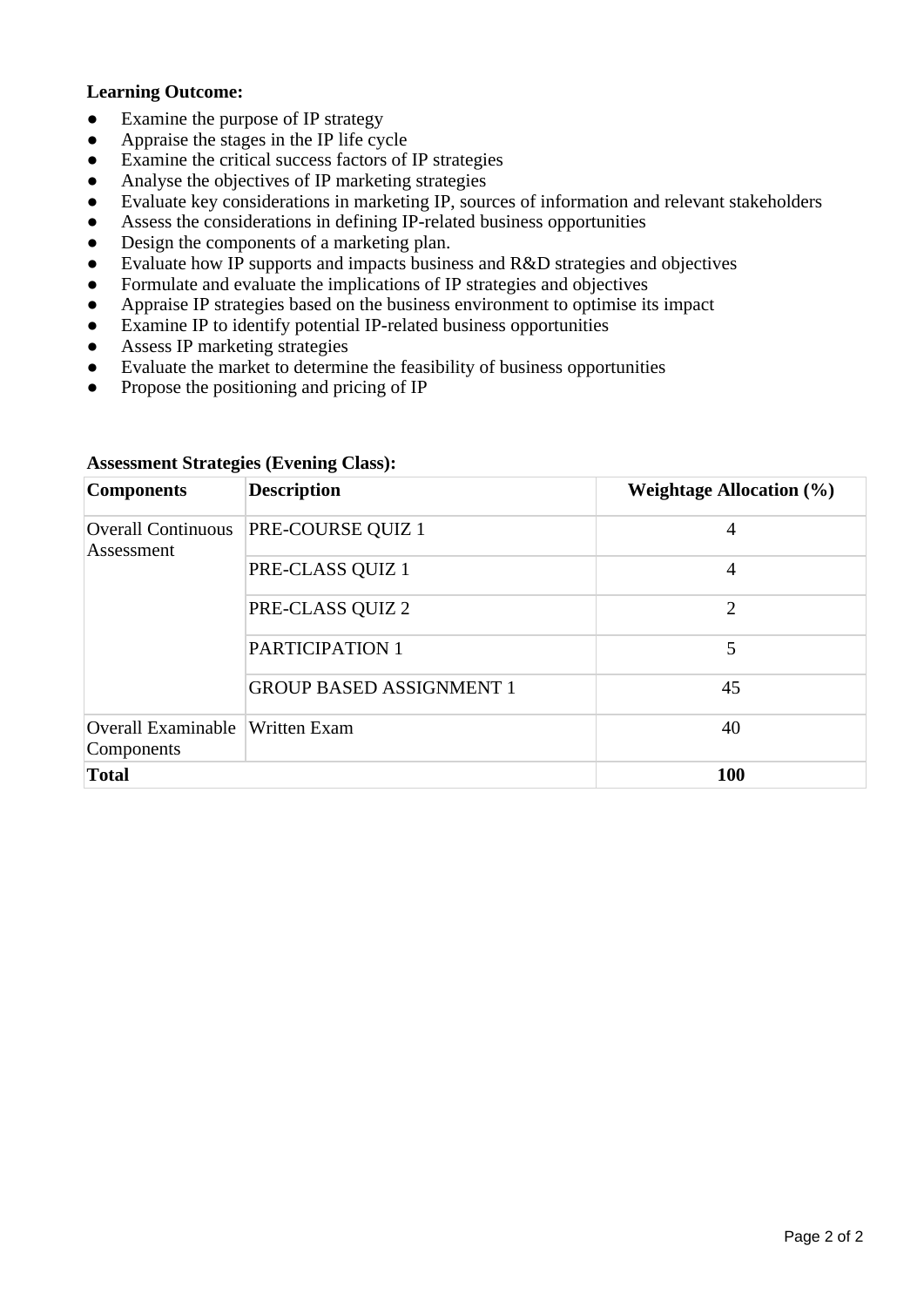**Learning Outcome:**

- Examine the purpose of IP strategy
- Appraise the stages in the IP life cycle
- Examine the critical success factors of IP strategies
- Analyse the objectives of IP marketing strategies
- Evaluate key considerations in marketing IP, sources of information and relevant stakeholders
- Assess the considerations in defining IP-related business opportunities
- Design the components of a marketing plan.
- Evaluate how IP supports and impacts business and R&D strategies and objectives
- Formulate and evaluate the implications of IP strategies and objectives
- Appraise IP strategies based on the business environment to optimise its impact
- Examine IP to identify potential IP-related business opportunities
- Assess IP marketing strategies
- Evaluate the market to determine the feasibility of business opportunities
- Propose the positioning and pricing of IP

**Assessment Strategies (Evening Class):**

| Components | Description | Weightage Allocation (%) |
|---|---|---|
| Overall Continuous Assessment | PRE-COURSE QUIZ 1 | 4 |
| | PRE-CLASS QUIZ 1 | 4 |
| | PRE-CLASS QUIZ 2 | 2 |
| | PARTICIPATION 1 | 5 |
| | GROUP BASED ASSIGNMENT 1 | 45 |
| Overall Examinable Components | Written Exam | 40 |
| **Total** | | **100** |